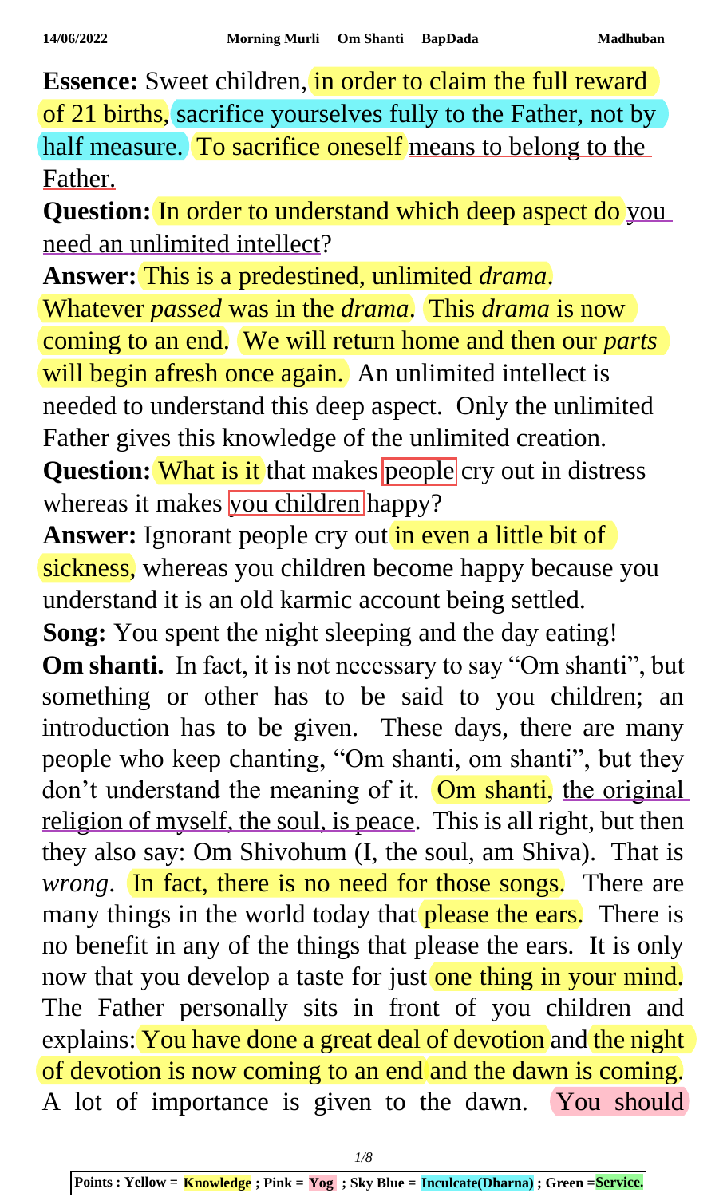**Essence:** Sweet children, in order to claim the full reward of 21 births, sacrifice yourselves fully to the Father, not by half measure. To sacrifice oneself means to belong to the Father.

**Question:** In order to understand which deep aspect do you need an unlimited intellect?

**Answer:** This is a predestined, unlimited *drama*. Whatever *passed* was in the *drama*. This *drama* is now coming to an end. We will return home and then our *parts* will begin afresh once again. An unlimited intellect is needed to understand this deep aspect. Only the unlimited Father gives this knowledge of the unlimited creation.

**Question:** What is it that makes people cry out in distress whereas it makes you children happy?

**Answer:** Ignorant people cry out in even a little bit of sickness, whereas you children become happy because you understand it is an old karmic account being settled.

**Song:** You spent the night sleeping and the day eating!

**Om shanti.** In fact, it is not necessary to say "Om shanti", but something or other has to be said to you children; an introduction has to be given. These days, there are many people who keep chanting, "Om shanti, om shanti", but they don't understand the meaning of it. Om shanti, the original religion of myself, the soul, is peace. This is all right, but then they also say: Om Shivohum (I, the soul, am Shiva). That is *wrong*. In fact, there is no need for those songs. There are many things in the world today that please the ears. There is no benefit in any of the things that please the ears. It is only now that you develop a taste for just one thing in your mind. The Father personally sits in front of you children and explains: You have done a great deal of devotion and the night of devotion is now coming to an end and the dawn is coming. A lot of importance is given to the dawn. You should

Points : Yellow = Knowledge ; Pink = Yog ; Sky Blue = Inculcate(Dharna) ; Green = Service.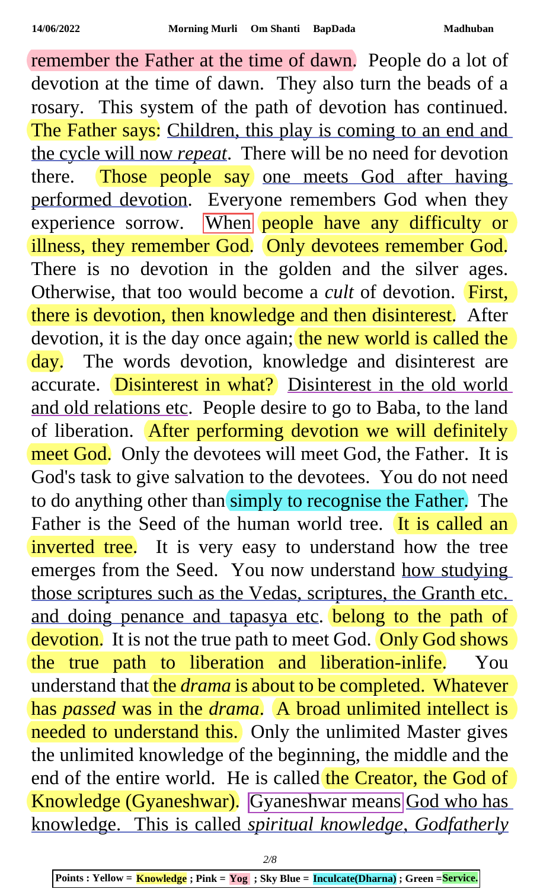remember the Father at the time of dawn. People do a lot of devotion at the time of dawn. They also turn the beads of a rosary. This system of the path of devotion has continued. The Father says: Children, this play is coming to an end and the cycle will now *repeat*. There will be no need for devotion there. Those people say one meets God after having performed devotion. Everyone remembers God when they experience sorrow. When people have any difficulty or illness, they remember God. Only devotees remember God. There is no devotion in the golden and the silver ages. Otherwise, that too would become a *cult* of devotion. First, there is devotion, then knowledge and then disinterest. After devotion, it is the day once again; the new world is called the day. The words devotion, knowledge and disinterest are accurate. Disinterest in what? Disinterest in the old world and old relations etc. People desire to go to Baba, to the land of liberation. After performing devotion we will definitely meet God. Only the devotees will meet God, the Father. It is God's task to give salvation to the devotees. You do not need to do anything other than simply to recognise the Father. The Father is the Seed of the human world tree. It is called an inverted tree. It is very easy to understand how the tree emerges from the Seed. You now understand how studying those scriptures such as the Vedas, scriptures, the Granth etc. and doing penance and tapasya etc. belong to the path of devotion. It is not the true path to meet God. Only God shows the true path to liberation and liberation-inlife. You understand that the *drama* is about to be completed. Whatever has *passed* was in the *drama*. A broad unlimited intellect is needed to understand this. Only the unlimited Master gives the unlimited knowledge of the beginning, the middle and the end of the entire world. He is called the Creator, the God of Knowledge (Gyaneshwar). Gyaneshwar means God who has knowledge. This is called *spiritual knowledge*, *Godfatherly*

Points : Yellow = Knowledge ; Pink = Yog ; Sky Blue = Inculcate(Dharna) ; Green =Service.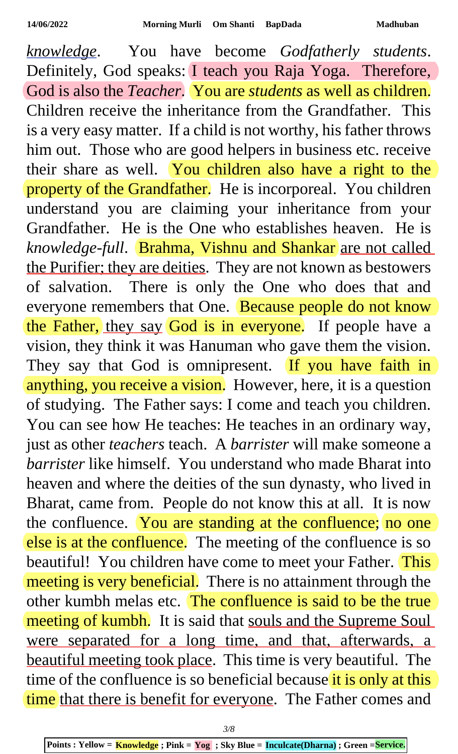*knowledge*. You have become *Godfatherly students*. Definitely, God speaks: I teach you Raja Yoga. Therefore, God is also the *Teacher*. You are *students* as well as children. Children receive the inheritance from the Grandfather. This is a very easy matter. If a child is not worthy, his father throws him out. Those who are good helpers in business etc. receive their share as well. You children also have a right to the property of the Grandfather. He is incorporeal. You children understand you are claiming your inheritance from your Grandfather. He is the One who establishes heaven. He is *knowledge-full*. Brahma, Vishnu and Shankar are not called the Purifier; they are deities. They are not known as bestowers of salvation. There is only the One who does that and everyone remembers that One. Because people do not know the Father, they say God is in everyone. If people have a vision, they think it was Hanuman who gave them the vision. They say that God is omnipresent. If you have faith in anything, you receive a vision. However, here, it is a question of studying. The Father says: I come and teach you children. You can see how He teaches: He teaches in an ordinary way, just as other *teachers* teach. A *barrister* will make someone a *barrister* like himself. You understand who made Bharat into heaven and where the deities of the sun dynasty, who lived in Bharat, came from. People do not know this at all. It is now the confluence. You are standing at the confluence; no one else is at the confluence. The meeting of the confluence is so beautiful! You children have come to meet your Father. This meeting is very beneficial. There is no attainment through the other kumbh melas etc. The confluence is said to be the true meeting of kumbh. It is said that souls and the Supreme Soul were separated for a long time, and that, afterwards, a beautiful meeting took place. This time is very beautiful. The time of the confluence is so beneficial because it is only at this time that there is benefit for everyone. The Father comes and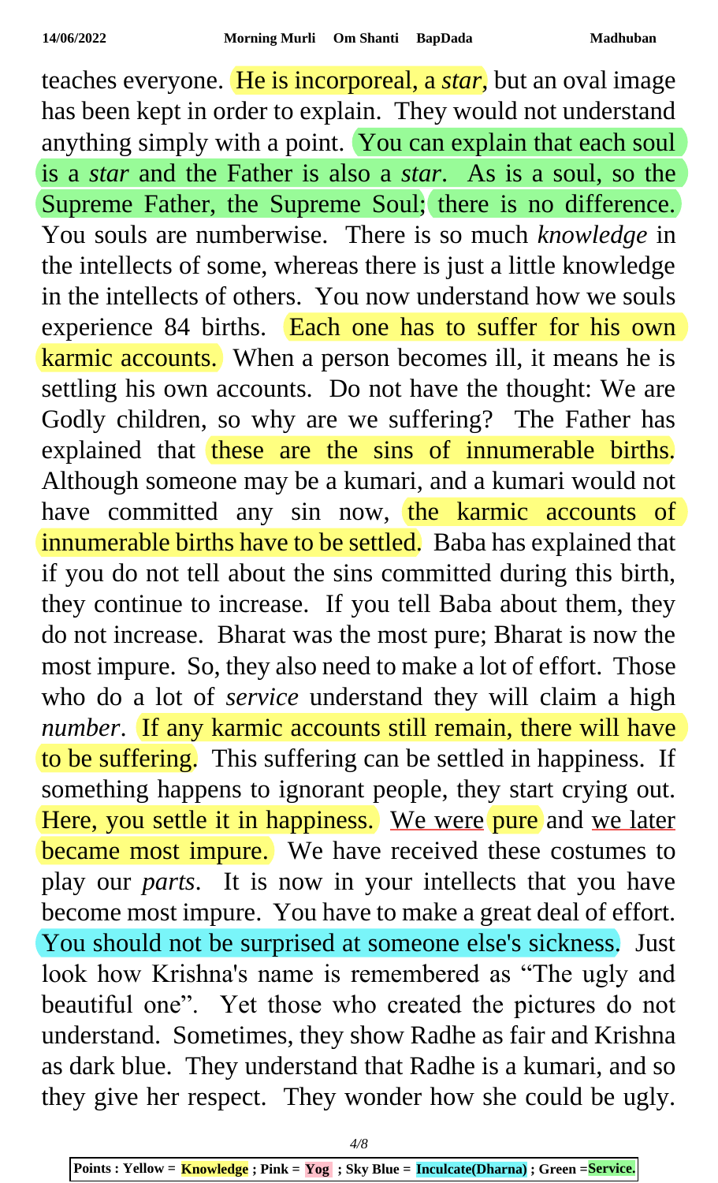teaches everyone. He is incorporeal, a *star*, but an oval image has been kept in order to explain. They would not understand anything simply with a point. You can explain that each soul is a *star* and the Father is also a *star*. As is a soul, so the Supreme Father, the Supreme Soul; there is no difference. You souls are numberwise. There is so much *knowledge* in the intellects of some, whereas there is just a little knowledge in the intellects of others. You now understand how we souls experience 84 births. Each one has to suffer for his own karmic accounts. When a person becomes ill, it means he is settling his own accounts. Do not have the thought: We are Godly children, so why are we suffering? The Father has explained that these are the sins of innumerable births. Although someone may be a kumari, and a kumari would not have committed any sin now, the karmic accounts of innumerable births have to be settled. Baba has explained that if you do not tell about the sins committed during this birth, they continue to increase. If you tell Baba about them, they do not increase. Bharat was the most pure; Bharat is now the most impure. So, they also need to make a lot of effort. Those who do a lot of *service* understand they will claim a high *number*. If any karmic accounts still remain, there will have to be suffering. This suffering can be settled in happiness. If something happens to ignorant people, they start crying out. Here, you settle it in happiness. We were pure and we later became most impure. We have received these costumes to play our *parts*. It is now in your intellects that you have become most impure. You have to make a great deal of effort. You should not be surprised at someone else's sickness. Just look how Krishna's name is remembered as "The ugly and beautiful one". Yet those who created the pictures do not understand. Sometimes, they show Radhe as fair and Krishna as dark blue. They understand that Radhe is a kumari, and so they give her respect. They wonder how she could be ugly.

**Points : Yellow = Knowledge ; Pink = Yog ; Sky Blue = Inculcate(Dharna) ; Green = Service.**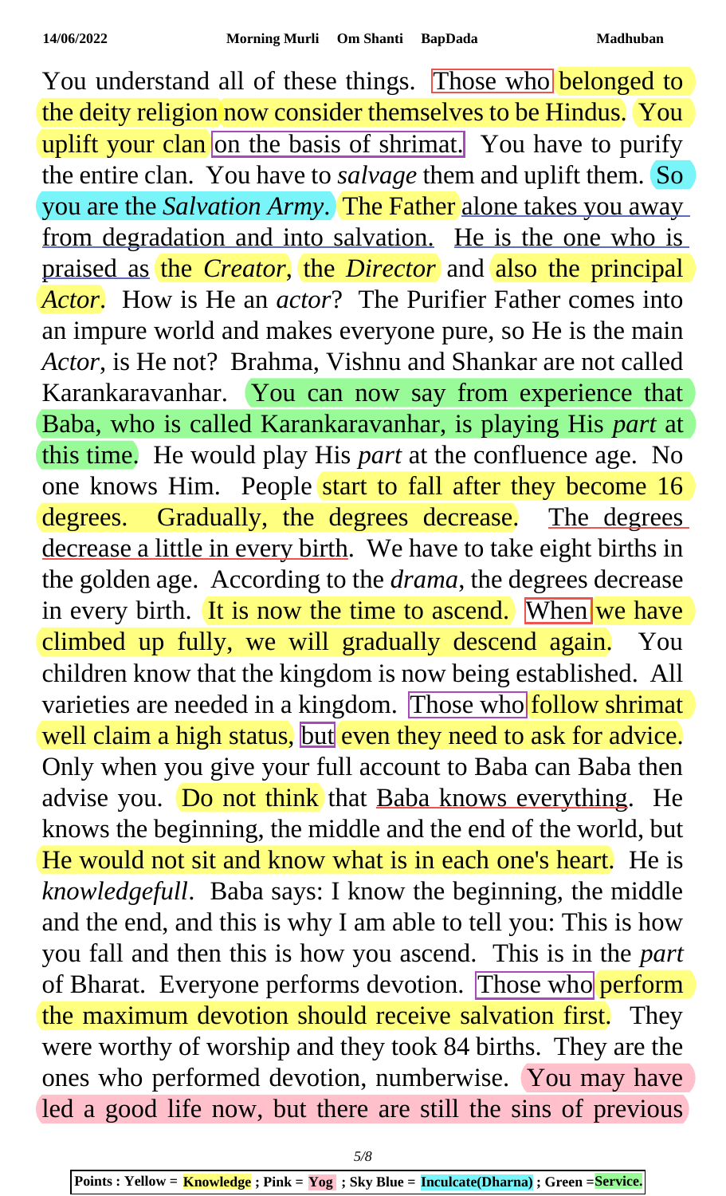You understand all of these things. Those who belonged to the deity religion now consider themselves to be Hindus. You uplift your clan on the basis of shrimat. You have to purify the entire clan. You have to *salvage* them and uplift them. So you are the *Salvation Army*. The Father alone takes you away from degradation and into salvation. He is the one who is praised as the *Creator*, the *Director* and also the principal *Actor*. How is He an *actor*? The Purifier Father comes into an impure world and makes everyone pure, so He is the main *Actor*, is He not? Brahma, Vishnu and Shankar are not called Karankaravanhar. You can now say from experience that Baba, who is called Karankaravanhar, is playing His *part* at this time. He would play His *part* at the confluence age. No one knows Him. People start to fall after they become 16 degrees. Gradually, the degrees decrease. The degrees decrease a little in every birth. We have to take eight births in the golden age. According to the *drama*, the degrees decrease in every birth. It is now the time to ascend. When we have climbed up fully, we will gradually descend again. You children know that the kingdom is now being established. All varieties are needed in a kingdom. Those who follow shrimat well claim a high status, but even they need to ask for advice. Only when you give your full account to Baba can Baba then advise you. Do not think that Baba knows everything. He knows the beginning, the middle and the end of the world, but He would not sit and know what is in each one's heart. He is *knowledgefull*. Baba says: I know the beginning, the middle and the end, and this is why I am able to tell you: This is how you fall and then this is how you ascend. This is in the *part* of Bharat. Everyone performs devotion. Those who perform the maximum devotion should receive salvation first. They were worthy of worship and they took 84 births. They are the ones who performed devotion, numberwise. You may have led a good life now, but there are still the sins of previous

**Points : Yellow = Knowledge ; Pink = Yog ; Sky Blue = Inculcate(Dharna) ; Green =Service.**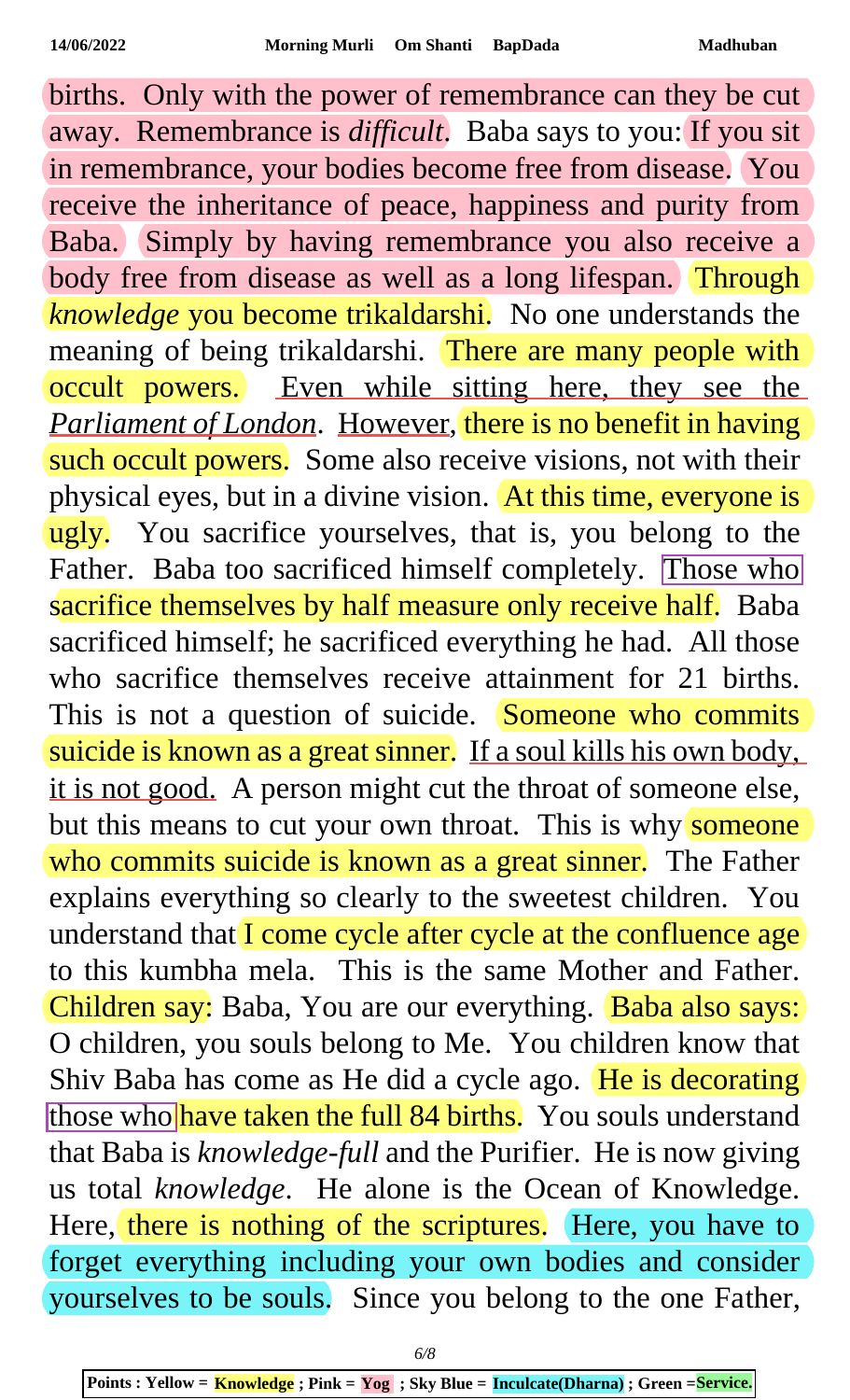births. Only with the power of remembrance can they be cut away. Remembrance is *difficult*. Baba says to you: If you sit in remembrance, your bodies become free from disease. You receive the inheritance of peace, happiness and purity from Baba. Simply by having remembrance you also receive a body free from disease as well as a long lifespan. Through *knowledge* you become trikaldarshi. No one understands the meaning of being trikaldarshi. There are many people with occult powers. Even while sitting here, they see the *Parliament of London*. However, there is no benefit in having such occult powers. Some also receive visions, not with their physical eyes, but in a divine vision. At this time, everyone is ugly. You sacrifice yourselves, that is, you belong to the Father. Baba too sacrificed himself completely. Those who sacrifice themselves by half measure only receive half. Baba sacrificed himself; he sacrificed everything he had. All those who sacrifice themselves receive attainment for 21 births. This is not a question of suicide. Someone who commits suicide is known as a great sinner. If a soul kills his own body, it is not good. A person might cut the throat of someone else, but this means to cut your own throat. This is why someone who commits suicide is known as a great sinner. The Father explains everything so clearly to the sweetest children. You understand that I come cycle after cycle at the confluence age to this kumbha mela. This is the same Mother and Father. Children say: Baba, You are our everything. Baba also says: O children, you souls belong to Me. You children know that Shiv Baba has come as He did a cycle ago. He is decorating those who have taken the full 84 births. You souls understand that Baba is *knowledge-full* and the Purifier. He is now giving us total *knowledge*. He alone is the Ocean of Knowledge. Here, there is nothing of the scriptures. Here, you have to forget everything including your own bodies and consider yourselves to be souls. Since you belong to the one Father,

**Points : Yellow = Knowledge ; Pink = Yog ; Sky Blue = Inculcate(Dharna) ; Green =Service.**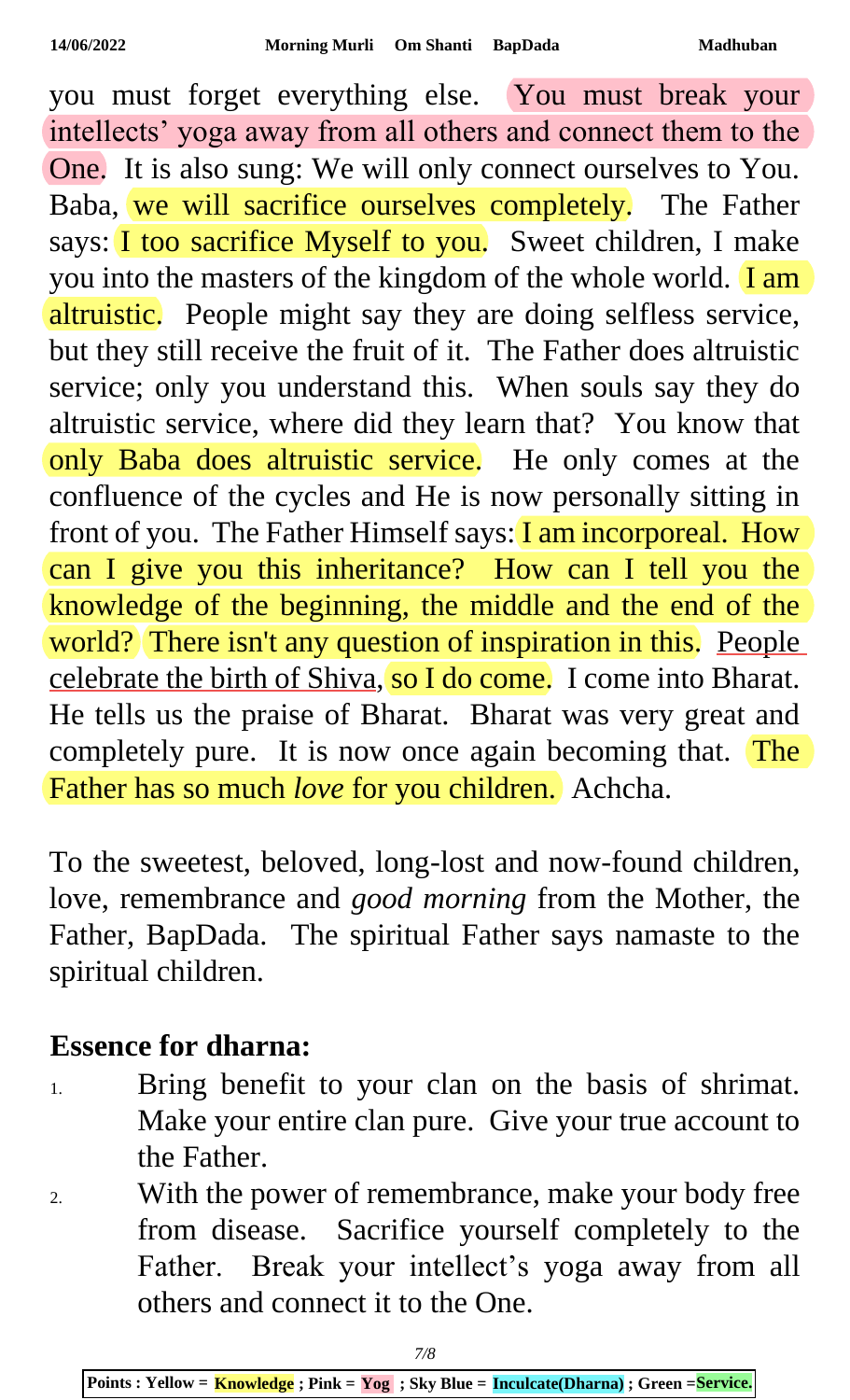you must forget everything else. You must break your intellects' yoga away from all others and connect them to the One. It is also sung: We will only connect ourselves to You. Baba, we will sacrifice ourselves completely. The Father says: I too sacrifice Myself to you. Sweet children, I make you into the masters of the kingdom of the whole world. I am altruistic. People might say they are doing selfless service, but they still receive the fruit of it. The Father does altruistic service; only you understand this. When souls say they do altruistic service, where did they learn that? You know that only Baba does altruistic service. He only comes at the confluence of the cycles and He is now personally sitting in front of you. The Father Himself says: I am incorporeal. How can I give you this inheritance? How can I tell you the knowledge of the beginning, the middle and the end of the world? There isn't any question of inspiration in this. People celebrate the birth of Shiva, so I do come. I come into Bharat. He tells us the praise of Bharat. Bharat was very great and completely pure. It is now once again becoming that. The Father has so much *love* for you children. Achcha.

To the sweetest, beloved, long-lost and now-found children, love, remembrance and *good morning* from the Mother, the Father, BapDada. The spiritual Father says namaste to the spiritual children.

## Essence for dharna:

1. Bring benefit to your clan on the basis of shrimat. Make your entire clan pure. Give your true account to the Father.
2. With the power of remembrance, make your body free from disease. Sacrifice yourself completely to the Father. Break your intellect's yoga away from all others and connect it to the One.

Points : Yellow = **Knowledge** ; Pink = **Yog** ; Sky Blue = **Inculcate(Dharna)** ; Green = **Service.**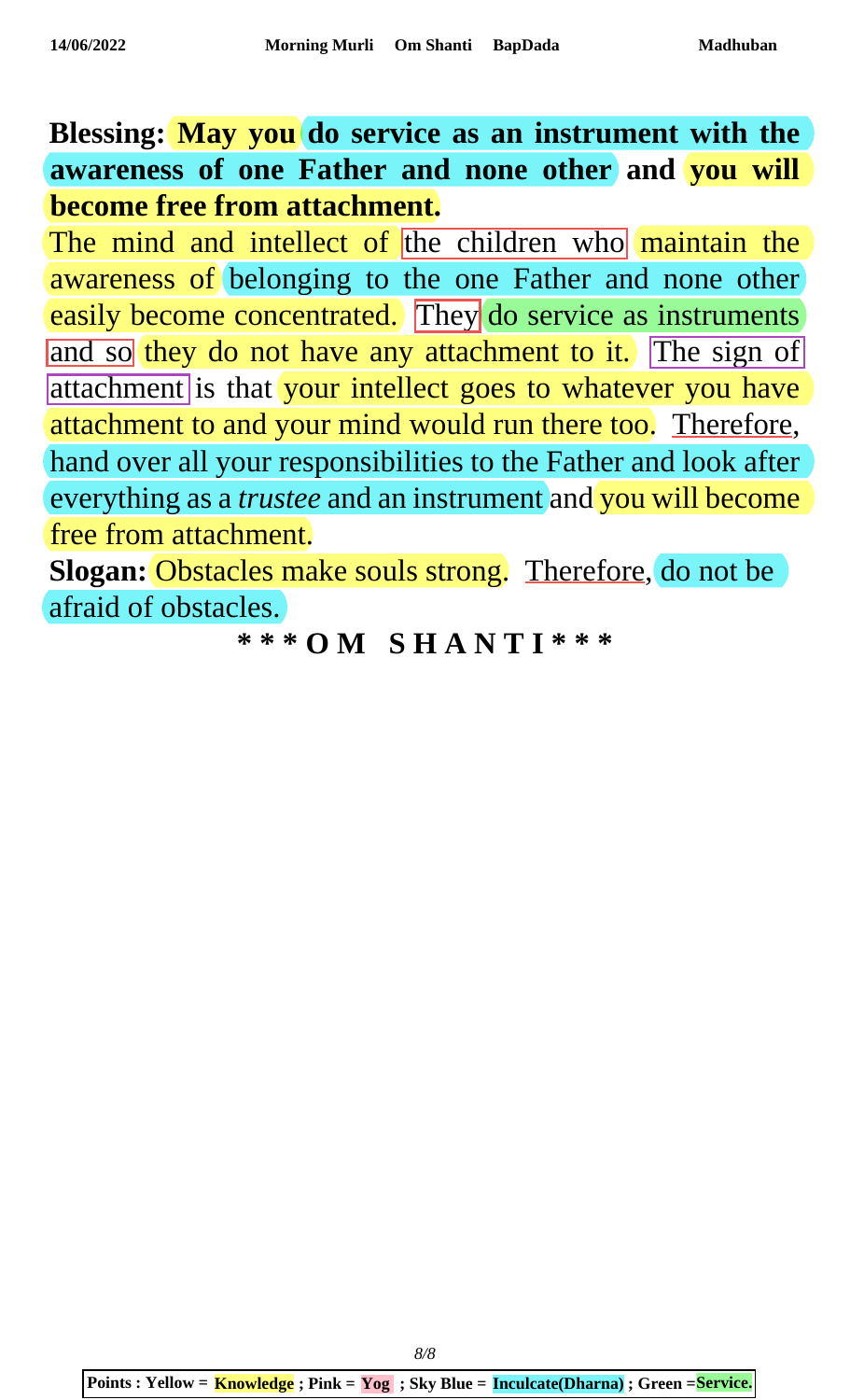**Blessing: May you do service as an instrument with the awareness of one Father and none other and you will become free from attachment.**

The mind and intellect of the children who maintain the awareness of belonging to the one Father and none other easily become concentrated. They do service as instruments and so they do not have any attachment to it. The sign of attachment is that your intellect goes to whatever you have attachment to and your mind would run there too. Therefore, hand over all your responsibilities to the Father and look after everything as a *trustee* and an instrument and you will become free from attachment.

**Slogan:** Obstacles make souls strong. Therefore, do not be afraid of obstacles.

**\* \* \* O M S H A N T I \* \* \***

Points : Yellow = Knowledge ; Pink = Yog ; Sky Blue = Inculcate(Dharna) ; Green = Service.